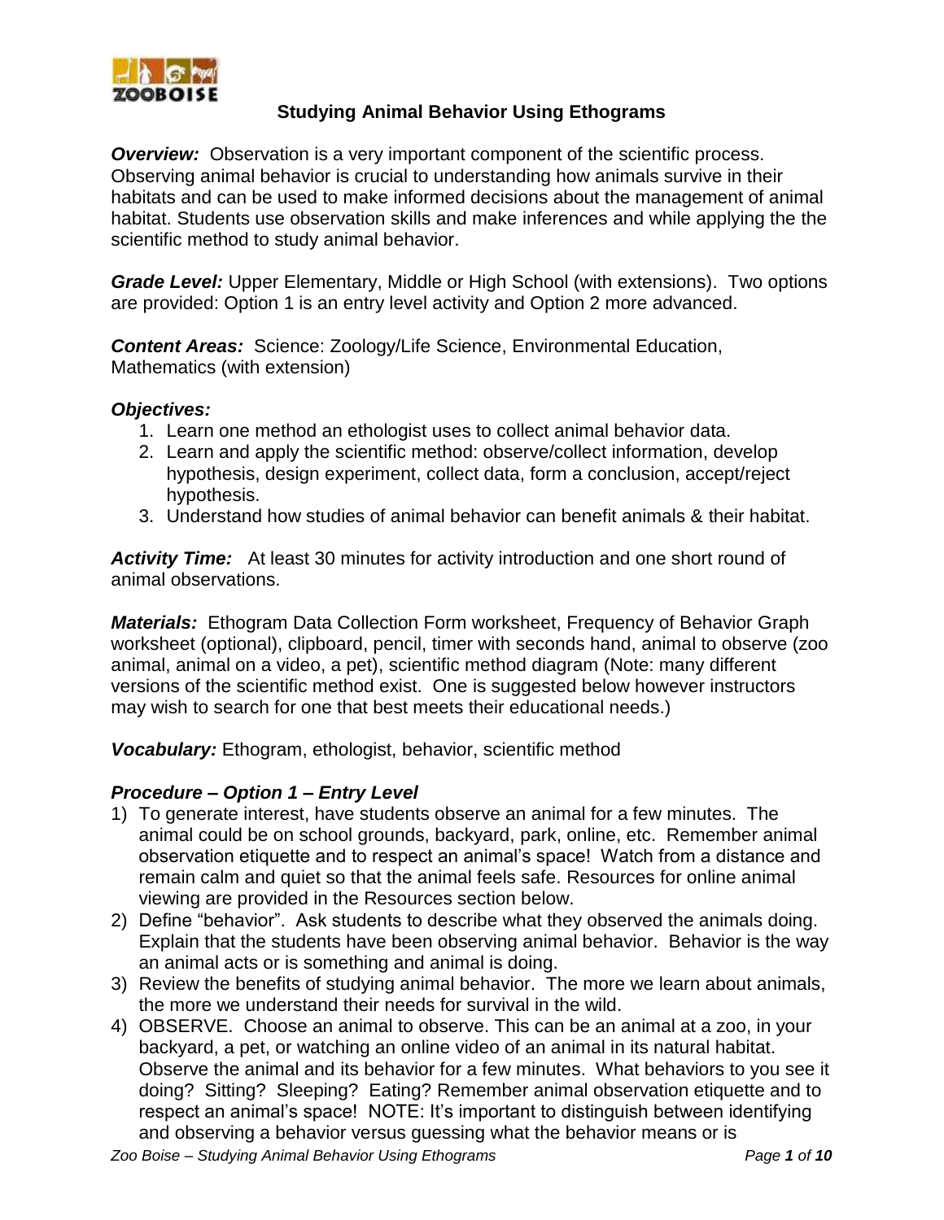# Studying Animal Behavior Using Ethograms

***Overview:*** Observation is a very important component of the scientific process. Observing animal behavior is crucial to understanding how animals survive in their habitats and can be used to make informed decisions about the management of animal habitat. Students use observation skills and make inferences and while applying the the scientific method to study animal behavior.

***Grade Level:*** Upper Elementary, Middle or High School (with extensions). Two options are provided: Option 1 is an entry level activity and Option 2 more advanced.

***Content Areas:*** Science: Zoology/Life Science, Environmental Education, Mathematics (with extension)

***Objectives:***

1. Learn one method an ethologist uses to collect animal behavior data.
2. Learn and apply the scientific method: observe/collect information, develop hypothesis, design experiment, collect data, form a conclusion, accept/reject hypothesis.
3. Understand how studies of animal behavior can benefit animals & their habitat.

***Activity Time:*** At least 30 minutes for activity introduction and one short round of animal observations.

***Materials:*** Ethogram Data Collection Form worksheet, Frequency of Behavior Graph worksheet (optional), clipboard, pencil, timer with seconds hand, animal to observe (zoo animal, animal on a video, a pet), scientific method diagram (Note: many different versions of the scientific method exist. One is suggested below however instructors may wish to search for one that best meets their educational needs.)

***Vocabulary:*** Ethogram, ethologist, behavior, scientific method

## *Procedure – Option 1 – Entry Level*

1) To generate interest, have students observe an animal for a few minutes. The animal could be on school grounds, backyard, park, online, etc. Remember animal observation etiquette and to respect an animal's space! Watch from a distance and remain calm and quiet so that the animal feels safe. Resources for online animal viewing are provided in the Resources section below.
2) Define "behavior". Ask students to describe what they observed the animals doing. Explain that the students have been observing animal behavior. Behavior is the way an animal acts or is something and animal is doing.
3) Review the benefits of studying animal behavior. The more we learn about animals, the more we understand their needs for survival in the wild.
4) OBSERVE. Choose an animal to observe. This can be an animal at a zoo, in your backyard, a pet, or watching an online video of an animal in its natural habitat. Observe the animal and its behavior for a few minutes. What behaviors to you see it doing? Sitting? Sleeping? Eating? Remember animal observation etiquette and to respect an animal's space! NOTE: It's important to distinguish between identifying and observing a behavior versus guessing what the behavior means or is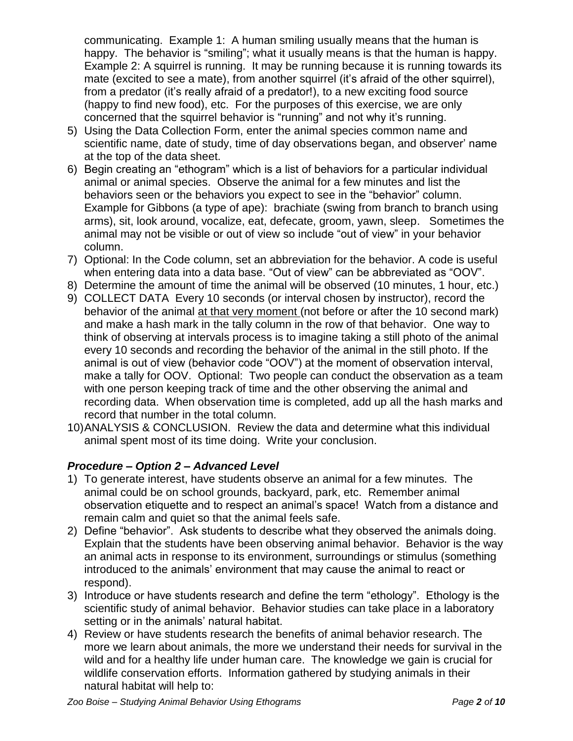communicating. Example 1: A human smiling usually means that the human is happy. The behavior is "smiling"; what it usually means is that the human is happy. Example 2: A squirrel is running. It may be running because it is running towards its mate (excited to see a mate), from another squirrel (it's afraid of the other squirrel), from a predator (it's really afraid of a predator!), to a new exciting food source (happy to find new food), etc. For the purposes of this exercise, we are only concerned that the squirrel behavior is "running" and not why it's running.

5) Using the Data Collection Form, enter the animal species common name and scientific name, date of study, time of day observations began, and observer' name at the top of the data sheet.
6) Begin creating an "ethogram" which is a list of behaviors for a particular individual animal or animal species. Observe the animal for a few minutes and list the behaviors seen or the behaviors you expect to see in the "behavior" column. Example for Gibbons (a type of ape): brachiate (swing from branch to branch using arms), sit, look around, vocalize, eat, defecate, groom, yawn, sleep. Sometimes the animal may not be visible or out of view so include "out of view" in your behavior column.
7) Optional: In the Code column, set an abbreviation for the behavior. A code is useful when entering data into a data base. "Out of view" can be abbreviated as "OOV".
8) Determine the amount of time the animal will be observed (10 minutes, 1 hour, etc.)
9) COLLECT DATA Every 10 seconds (or interval chosen by instructor), record the behavior of the animal <u>at that very moment</u> (not before or after the 10 second mark) and make a hash mark in the tally column in the row of that behavior. One way to think of observing at intervals process is to imagine taking a still photo of the animal every 10 seconds and recording the behavior of the animal in the still photo. If the animal is out of view (behavior code "OOV") at the moment of observation interval, make a tally for OOV. Optional: Two people can conduct the observation as a team with one person keeping track of time and the other observing the animal and recording data. When observation time is completed, add up all the hash marks and record that number in the total column.
10) ANALYSIS & CONCLUSION. Review the data and determine what this individual animal spent most of its time doing. Write your conclusion.

### *Procedure – Option 2 – Advanced Level*

1) To generate interest, have students observe an animal for a few minutes. The animal could be on school grounds, backyard, park, etc. Remember animal observation etiquette and to respect an animal's space! Watch from a distance and remain calm and quiet so that the animal feels safe.
2) Define "behavior". Ask students to describe what they observed the animals doing. Explain that the students have been observing animal behavior. Behavior is the way an animal acts in response to its environment, surroundings or stimulus (something introduced to the animals' environment that may cause the animal to react or respond).
3) Introduce or have students research and define the term "ethology". Ethology is the scientific study of animal behavior. Behavior studies can take place in a laboratory setting or in the animals' natural habitat.
4) Review or have students research the benefits of animal behavior research. The more we learn about animals, the more we understand their needs for survival in the wild and for a healthy life under human care. The knowledge we gain is crucial for wildlife conservation efforts. Information gathered by studying animals in their natural habitat will help to: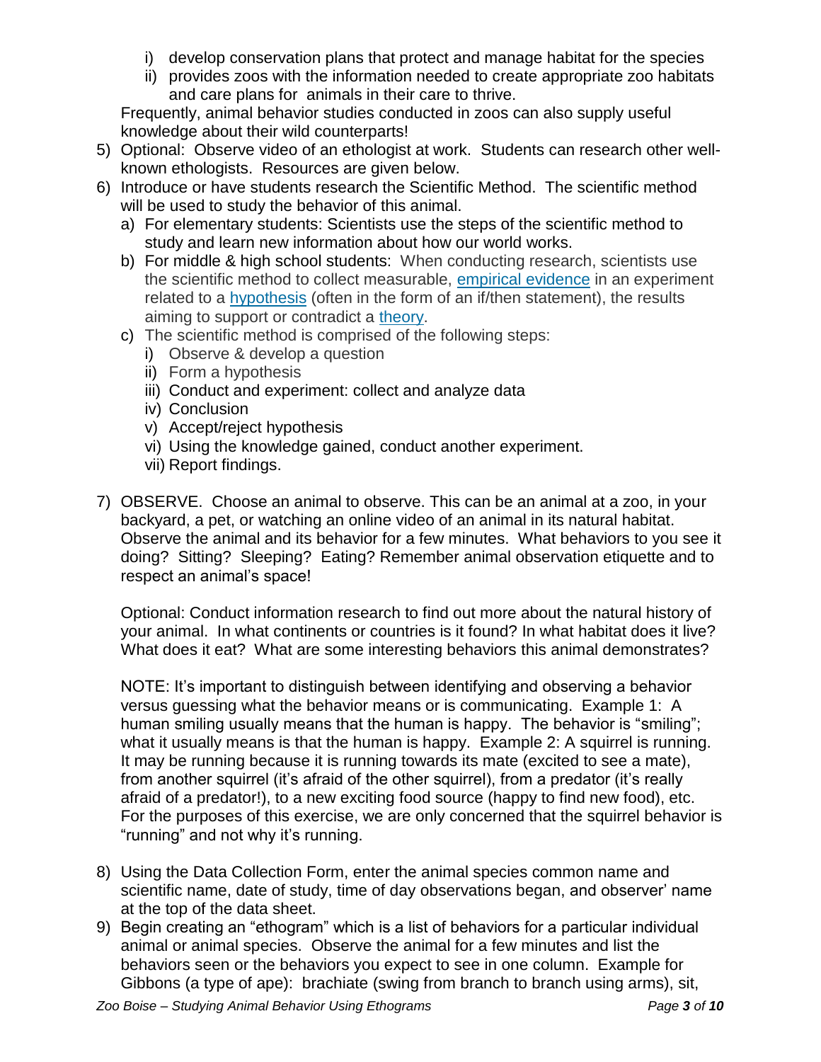i) develop conservation plans that protect and manage habitat for the species
   ii) provides zoos with the information needed to create appropriate zoo habitats and care plans for animals in their care to thrive.

   Frequently, animal behavior studies conducted in zoos can also supply useful knowledge about their wild counterparts!

5) Optional: Observe video of an ethologist at work. Students can research other well-known ethologists. Resources are given below.
6) Introduce or have students research the Scientific Method. The scientific method will be used to study the behavior of this animal.
   a) For elementary students: Scientists use the steps of the scientific method to study and learn new information about how our world works.
   b) For middle & high school students: When conducting research, scientists use the scientific method to collect measurable, empirical evidence in an experiment related to a hypothesis (often in the form of an if/then statement), the results aiming to support or contradict a theory.
   c) The scientific method is comprised of the following steps:
      i) Observe & develop a question
      ii) Form a hypothesis
      iii) Conduct and experiment: collect and analyze data
      iv) Conclusion
      v) Accept/reject hypothesis
      vi) Using the knowledge gained, conduct another experiment.
      vii) Report findings.

7) OBSERVE. Choose an animal to observe. This can be an animal at a zoo, in your backyard, a pet, or watching an online video of an animal in its natural habitat. Observe the animal and its behavior for a few minutes. What behaviors to you see it doing? Sitting? Sleeping? Eating? Remember animal observation etiquette and to respect an animal's space!

   Optional: Conduct information research to find out more about the natural history of your animal. In what continents or countries is it found? In what habitat does it live? What does it eat? What are some interesting behaviors this animal demonstrates?

   NOTE: It's important to distinguish between identifying and observing a behavior versus guessing what the behavior means or is communicating. Example 1: A human smiling usually means that the human is happy. The behavior is "smiling"; what it usually means is that the human is happy. Example 2: A squirrel is running. It may be running because it is running towards its mate (excited to see a mate), from another squirrel (it's afraid of the other squirrel), from a predator (it's really afraid of a predator!), to a new exciting food source (happy to find new food), etc. For the purposes of this exercise, we are only concerned that the squirrel behavior is "running" and not why it's running.

8) Using the Data Collection Form, enter the animal species common name and scientific name, date of study, time of day observations began, and observer' name at the top of the data sheet.
9) Begin creating an "ethogram" which is a list of behaviors for a particular individual animal or animal species. Observe the animal for a few minutes and list the behaviors seen or the behaviors you expect to see in one column. Example for Gibbons (a type of ape): brachiate (swing from branch to branch using arms), sit,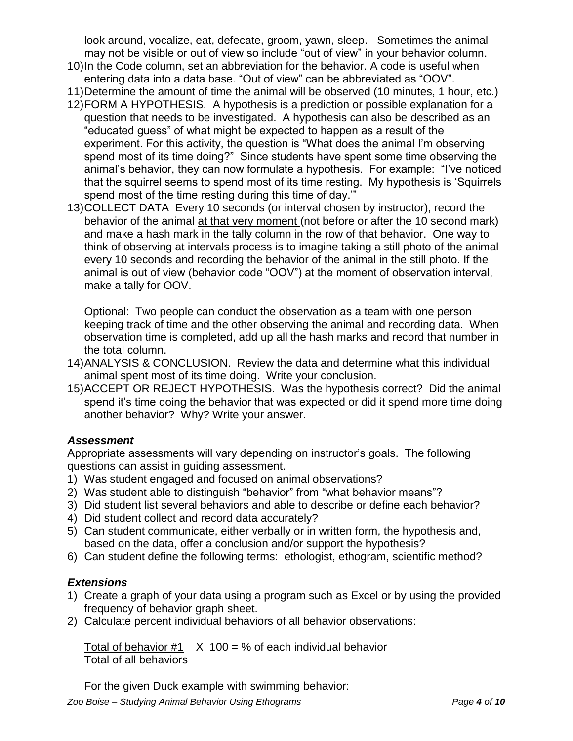look around, vocalize, eat, defecate, groom, yawn, sleep. Sometimes the animal may not be visible or out of view so include "out of view" in your behavior column.

10) In the Code column, set an abbreviation for the behavior. A code is useful when entering data into a data base. "Out of view" can be abbreviated as "OOV".
11) Determine the amount of time the animal will be observed (10 minutes, 1 hour, etc.)
12) FORM A HYPOTHESIS. A hypothesis is a prediction or possible explanation for a question that needs to be investigated. A hypothesis can also be described as an "educated guess" of what might be expected to happen as a result of the experiment. For this activity, the question is "What does the animal I'm observing spend most of its time doing?" Since students have spent some time observing the animal's behavior, they can now formulate a hypothesis. For example: "I've noticed that the squirrel seems to spend most of its time resting. My hypothesis is 'Squirrels spend most of the time resting during this time of day.'"
13) COLLECT DATA Every 10 seconds (or interval chosen by instructor), record the behavior of the animal <u>at that very moment</u> (not before or after the 10 second mark) and make a hash mark in the tally column in the row of that behavior. One way to think of observing at intervals process is to imagine taking a still photo of the animal every 10 seconds and recording the behavior of the animal in the still photo. If the animal is out of view (behavior code "OOV") at the moment of observation interval, make a tally for OOV.

    Optional: Two people can conduct the observation as a team with one person keeping track of time and the other observing the animal and recording data. When observation time is completed, add up all the hash marks and record that number in the total column.
14) ANALYSIS & CONCLUSION. Review the data and determine what this individual animal spent most of its time doing. Write your conclusion.
15) ACCEPT OR REJECT HYPOTHESIS. Was the hypothesis correct? Did the animal spend it's time doing the behavior that was expected or did it spend more time doing another behavior? Why? Write your answer.

### *Assessment*

Appropriate assessments will vary depending on instructor's goals. The following questions can assist in guiding assessment.

1) Was student engaged and focused on animal observations?
2) Was student able to distinguish "behavior" from "what behavior means"?
3) Did student list several behaviors and able to describe or define each behavior?
4) Did student collect and record data accurately?
5) Can student communicate, either verbally or in written form, the hypothesis and, based on the data, offer a conclusion and/or support the hypothesis?
6) Can student define the following terms: ethologist, ethogram, scientific method?

### *Extensions*

1) Create a graph of your data using a program such as Excel or by using the provided frequency of behavior graph sheet.
2) Calculate percent individual behaviors of all behavior observations:

$$\frac{\text{Total of behavior \#1}}{\text{Total of all behaviors}} \times 100 = \text{\% of each individual behavior}$$

For the given Duck example with swimming behavior: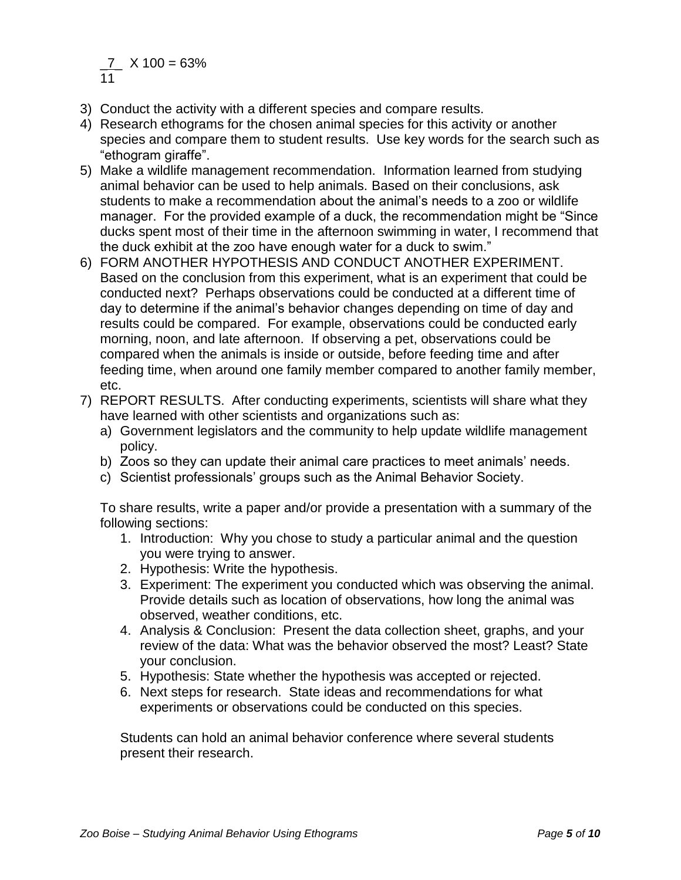$\frac{7}{11} \times 100 = 63\%$

3) Conduct the activity with a different species and compare results.
4) Research ethograms for the chosen animal species for this activity or another species and compare them to student results. Use key words for the search such as “ethogram giraffe”.
5) Make a wildlife management recommendation. Information learned from studying animal behavior can be used to help animals. Based on their conclusions, ask students to make a recommendation about the animal’s needs to a zoo or wildlife manager. For the provided example of a duck, the recommendation might be “Since ducks spent most of their time in the afternoon swimming in water, I recommend that the duck exhibit at the zoo have enough water for a duck to swim.”
6) FORM ANOTHER HYPOTHESIS AND CONDUCT ANOTHER EXPERIMENT. Based on the conclusion from this experiment, what is an experiment that could be conducted next? Perhaps observations could be conducted at a different time of day to determine if the animal’s behavior changes depending on time of day and results could be compared. For example, observations could be conducted early morning, noon, and late afternoon. If observing a pet, observations could be compared when the animals is inside or outside, before feeding time and after feeding time, when around one family member compared to another family member, etc.
7) REPORT RESULTS. After conducting experiments, scientists will share what they have learned with other scientists and organizations such as:
   a) Government legislators and the community to help update wildlife management policy.
   b) Zoos so they can update their animal care practices to meet animals’ needs.
   c) Scientist professionals’ groups such as the Animal Behavior Society.

   To share results, write a paper and/or provide a presentation with a summary of the following sections:
   1. Introduction: Why you chose to study a particular animal and the question you were trying to answer.
   2. Hypothesis: Write the hypothesis.
   3. Experiment: The experiment you conducted which was observing the animal. Provide details such as location of observations, how long the animal was observed, weather conditions, etc.
   4. Analysis & Conclusion: Present the data collection sheet, graphs, and your review of the data: What was the behavior observed the most? Least? State your conclusion.
   5. Hypothesis: State whether the hypothesis was accepted or rejected.
   6. Next steps for research. State ideas and recommendations for what experiments or observations could be conducted on this species.

   Students can hold an animal behavior conference where several students present their research.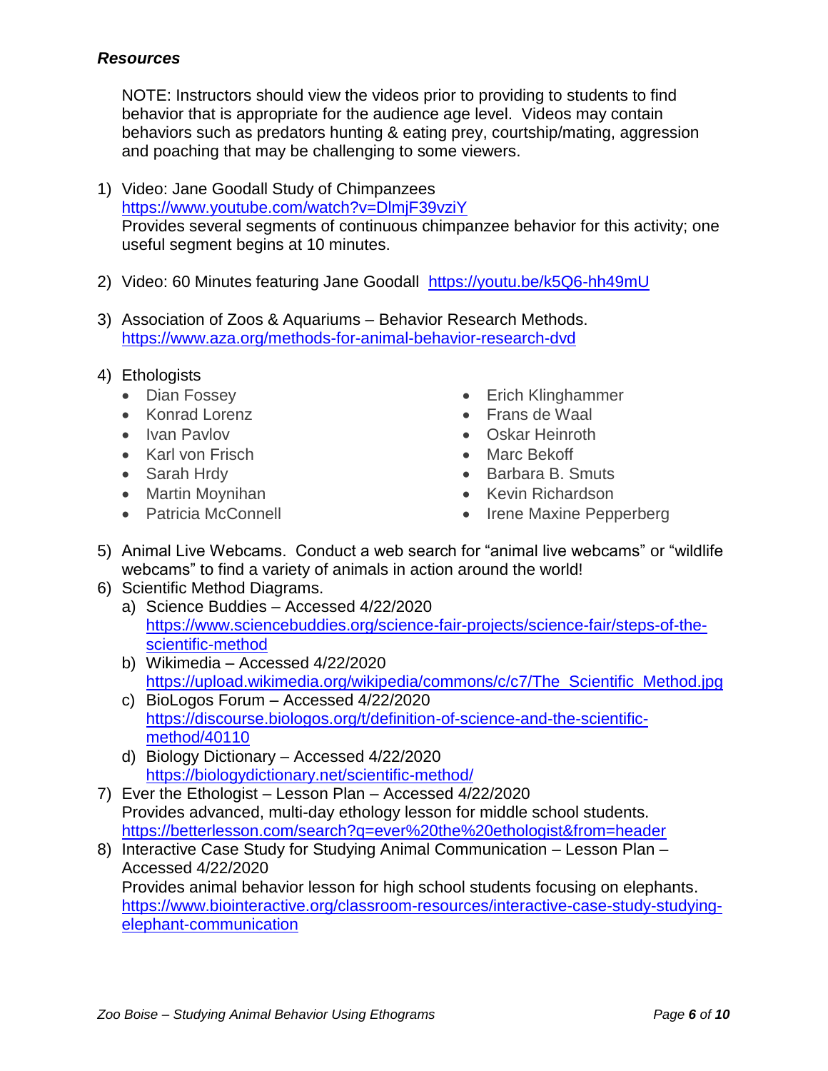### *Resources*

NOTE: Instructors should view the videos prior to providing to students to find behavior that is appropriate for the audience age level. Videos may contain behaviors such as predators hunting & eating prey, courtship/mating, aggression and poaching that may be challenging to some viewers.

1) Video: Jane Goodall Study of Chimpanzees
   https://www.youtube.com/watch?v=DlmjF39vziY
   Provides several segments of continuous chimpanzee behavior for this activity; one useful segment begins at 10 minutes.

2) Video: 60 Minutes featuring Jane Goodall https://youtu.be/k5Q6-hh49mU

3) Association of Zoos & Aquariums – Behavior Research Methods.
   https://www.aza.org/methods-for-animal-behavior-research-dvd

4) Ethologists
   - Dian Fossey
   - Konrad Lorenz
   - Ivan Pavlov
   - Karl von Frisch
   - Sarah Hrdy
   - Martin Moynihan
   - Patricia McConnell
   - Erich Klinghammer
   - Frans de Waal
   - Oskar Heinroth
   - Marc Bekoff
   - Barbara B. Smuts
   - Kevin Richardson
   - Irene Maxine Pepperberg

5) Animal Live Webcams. Conduct a web search for "animal live webcams" or "wildlife webcams" to find a variety of animals in action around the world!

6) Scientific Method Diagrams.
   a) Science Buddies – Accessed 4/22/2020
      https://www.sciencebuddies.org/science-fair-projects/science-fair/steps-of-the-scientific-method
   b) Wikimedia – Accessed 4/22/2020
      https://upload.wikimedia.org/wikipedia/commons/c/c7/The_Scientific_Method.jpg
   c) BioLogos Forum – Accessed 4/22/2020
      https://discourse.biologos.org/t/definition-of-science-and-the-scientific-method/40110
   d) Biology Dictionary – Accessed 4/22/2020
      https://biologydictionary.net/scientific-method/

7) Ever the Ethologist – Lesson Plan – Accessed 4/22/2020
   Provides advanced, multi-day ethology lesson for middle school students.
   https://betterlesson.com/search?q=ever%20the%20ethologist&from=header

8) Interactive Case Study for Studying Animal Communication – Lesson Plan – Accessed 4/22/2020
   Provides animal behavior lesson for high school students focusing on elephants.
   https://www.biointeractive.org/classroom-resources/interactive-case-study-studying-elephant-communication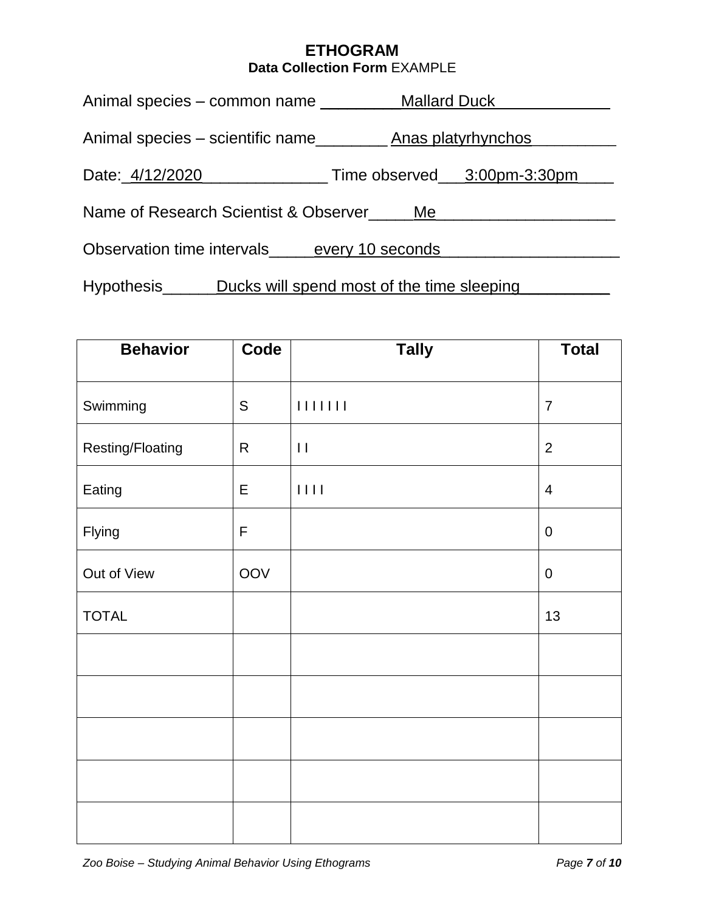# ETHOGRAM

**Data Collection Form** EXAMPLE

Animal species – common name _________Mallard Duck_____________

Animal species – scientific name________ Anas platyrhynchos__________

Date:_4/12/2020______________ Time observed___3:00pm-3:30pm____

Name of Research Scientist & Observer_____Me____________________

Observation time intervals_____every 10 seconds____________________

Hypothesis______Ducks will spend most of the time sleeping__________

| Behavior | Code | Tally | Total |
|---|---|---|---|
| Swimming | S | I I I I I I I | 7 |
| Resting/Floating | R | I I | 2 |
| Eating | E | I I I I | 4 |
| Flying | F | | 0 |
| Out of View | OOV | | 0 |
| TOTAL | | | 13 |
| | | | |
| | | | |
| | | | |
| | | | |
| | | | |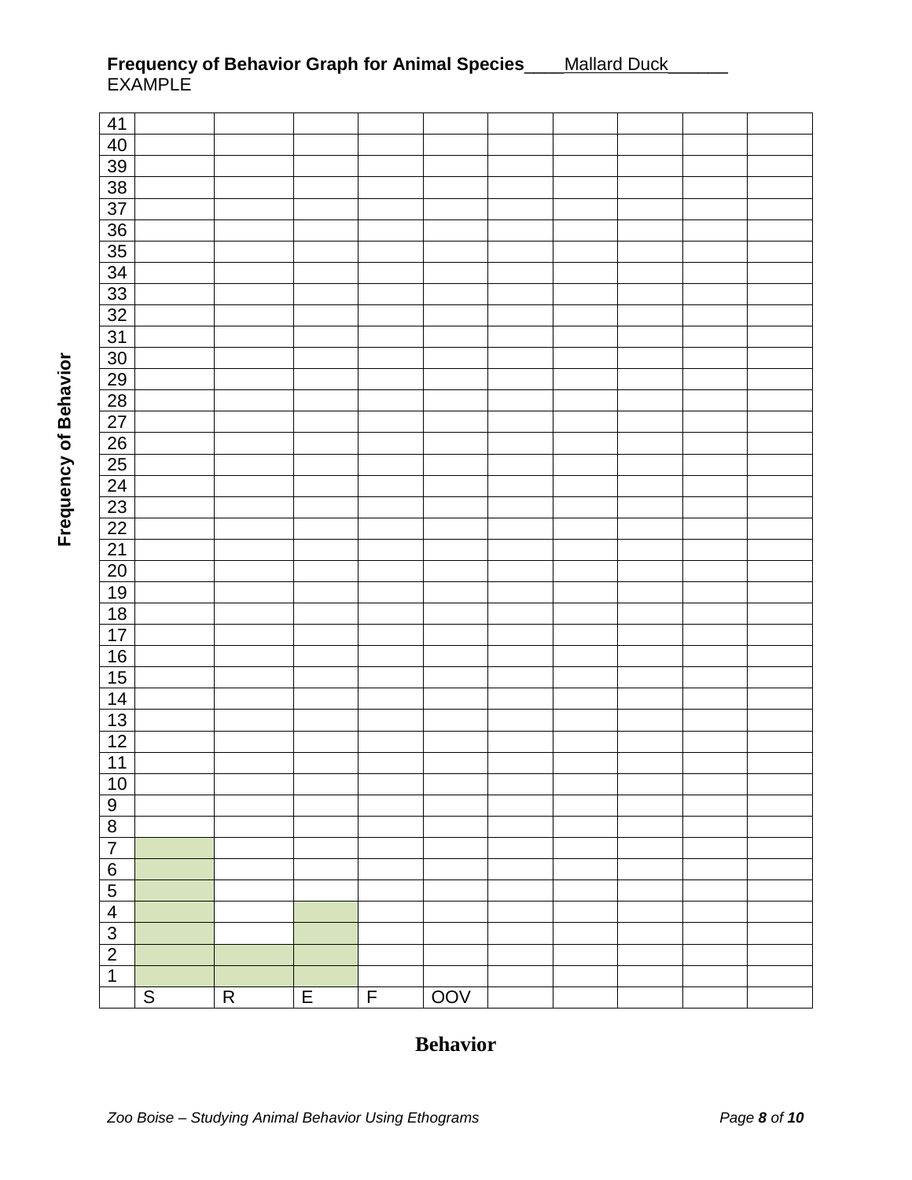**Frequency of Behavior Graph for Animal Species**____Mallard Duck______
EXAMPLE

**Frequency of Behavior**

| 41 | | | | | | | | | | |
|---|---|---|---|---|---|---|---|---|---|---|
| 40 | | | | | | | | | | |
| 39 | | | | | | | | | | |
| 38 | | | | | | | | | | |
| 37 | | | | | | | | | | |
| 36 | | | | | | | | | | |
| 35 | | | | | | | | | | |
| 34 | | | | | | | | | | |
| 33 | | | | | | | | | | |
| 32 | | | | | | | | | | |
| 31 | | | | | | | | | | |
| 30 | | | | | | | | | | |
| 29 | | | | | | | | | | |
| 28 | | | | | | | | | | |
| 27 | | | | | | | | | | |
| 26 | | | | | | | | | | |
| 25 | | | | | | | | | | |
| 24 | | | | | | | | | | |
| 23 | | | | | | | | | | |
| 22 | | | | | | | | | | |
| 21 | | | | | | | | | | |
| 20 | | | | | | | | | | |
| 19 | | | | | | | | | | |
| 18 | | | | | | | | | | |
| 17 | | | | | | | | | | |
| 16 | | | | | | | | | | |
| 15 | | | | | | | | | | |
| 14 | | | | | | | | | | |
| 13 | | | | | | | | | | |
| 12 | | | | | | | | | | |
| 11 | | | | | | | | | | |
| 10 | | | | | | | | | | |
| 9 | | | | | | | | | | |
| 8 | | | | | | | | | | |
| 7 | | | | | | | | | | |
| 6 | | | | | | | | | | |
| 5 | | | | | | | | | | |
| 4 | | | | | | | | | | |
| 3 | | | | | | | | | | |
| 2 | | | | | | | | | | |
| 1 | | | | | | | | | | |
| | S | R | E | F | OOV | | | | | |

**Behavior**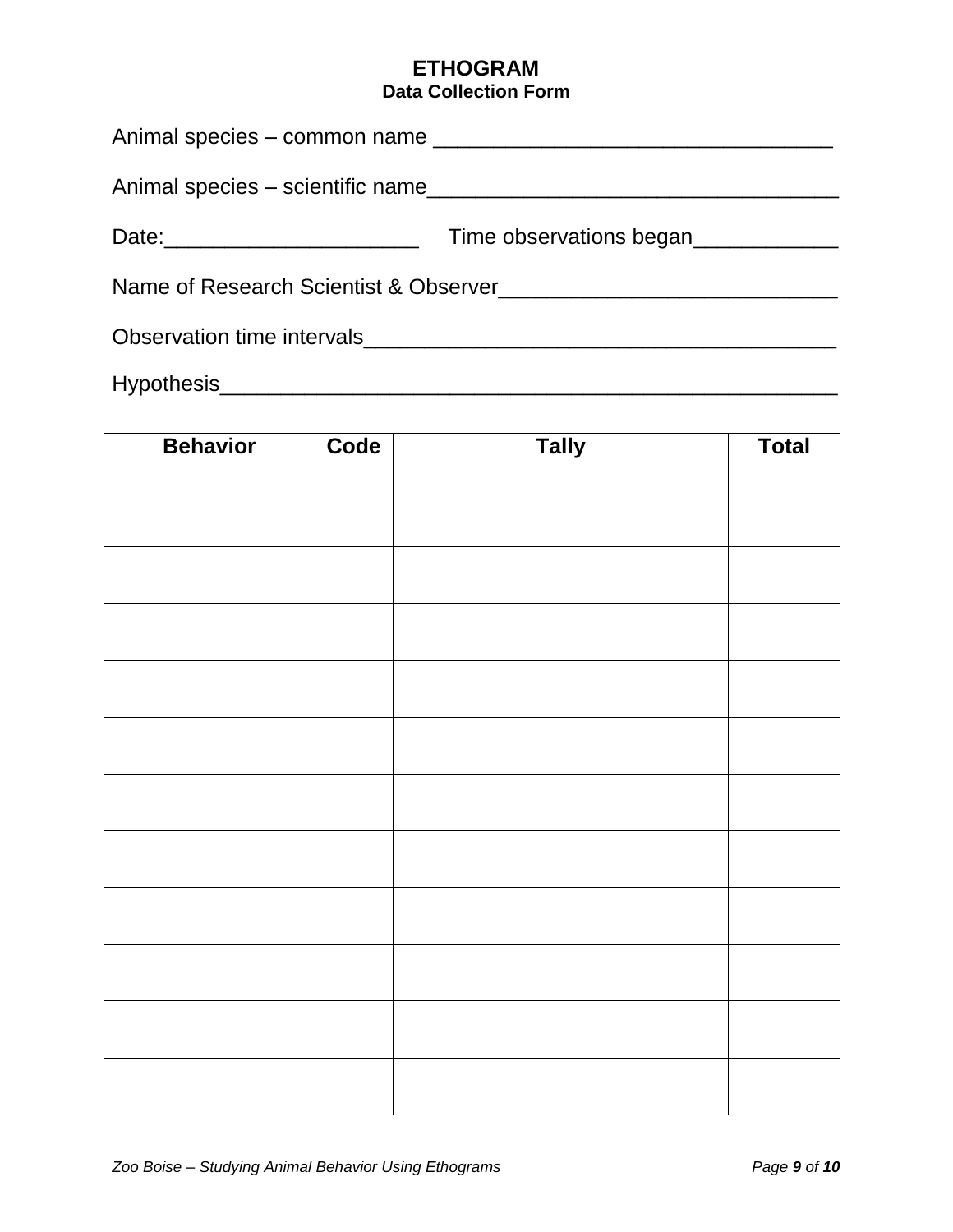# ETHOGRAM

## Data Collection Form

Animal species – common name ________________________________

Animal species – scientific name__________________________________

Date:_____________________ Time observations began____________

Name of Research Scientist & Observer____________________________

Observation time intervals_______________________________________

Hypothesis__________________________________________________

| Behavior | Code | Tally | Total |
|---|---|---|---|
| | | | |
| | | | |
| | | | |
| | | | |
| | | | |
| | | | |
| | | | |
| | | | |
| | | | |
| | | | |
| | | | |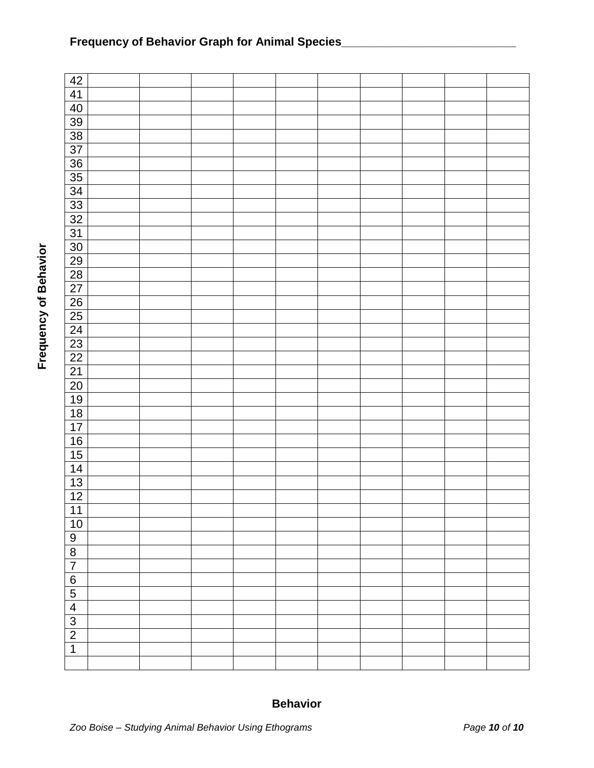**Frequency of Behavior Graph for Animal Species___________________________**

Frequency of Behavior

| | | | | | | | | | | |
|---|---|---|---|---|---|---|---|---|---|---|
| 42 | | | | | | | | | | |
| 41 | | | | | | | | | | |
| 40 | | | | | | | | | | |
| 39 | | | | | | | | | | |
| 38 | | | | | | | | | | |
| 37 | | | | | | | | | | |
| 36 | | | | | | | | | | |
| 35 | | | | | | | | | | |
| 34 | | | | | | | | | | |
| 33 | | | | | | | | | | |
| 32 | | | | | | | | | | |
| 31 | | | | | | | | | | |
| 30 | | | | | | | | | | |
| 29 | | | | | | | | | | |
| 28 | | | | | | | | | | |
| 27 | | | | | | | | | | |
| 26 | | | | | | | | | | |
| 25 | | | | | | | | | | |
| 24 | | | | | | | | | | |
| 23 | | | | | | | | | | |
| 22 | | | | | | | | | | |
| 21 | | | | | | | | | | |
| 20 | | | | | | | | | | |
| 19 | | | | | | | | | | |
| 18 | | | | | | | | | | |
| 17 | | | | | | | | | | |
| 16 | | | | | | | | | | |
| 15 | | | | | | | | | | |
| 14 | | | | | | | | | | |
| 13 | | | | | | | | | | |
| 12 | | | | | | | | | | |
| 11 | | | | | | | | | | |
| 10 | | | | | | | | | | |
| 9 | | | | | | | | | | |
| 8 | | | | | | | | | | |
| 7 | | | | | | | | | | |
| 6 | | | | | | | | | | |
| 5 | | | | | | | | | | |
| 4 | | | | | | | | | | |
| 3 | | | | | | | | | | |
| 2 | | | | | | | | | | |
| 1 | | | | | | | | | | |
| | | | | | | | | | | |

**Behavior**